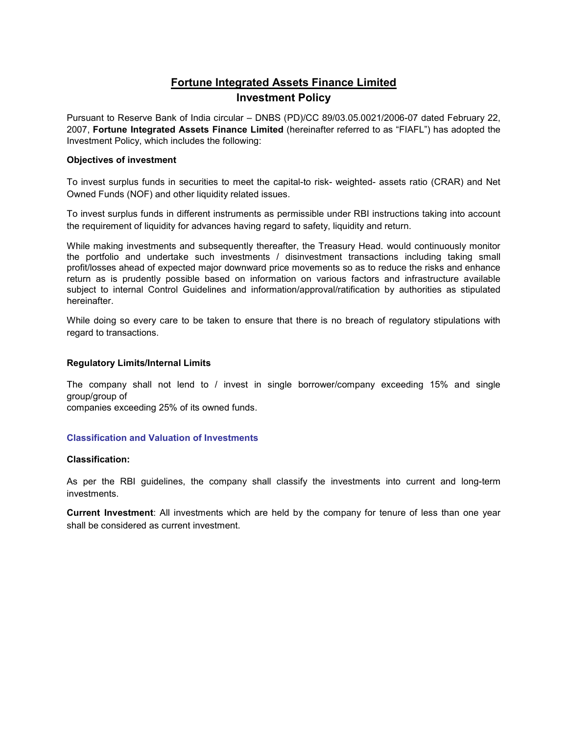# Fortune Integrated Assets Finance Limited
## Investment Policy

Pursuant to Reserve Bank of India circular – DNBS (PD)/CC 89/03.05.0021/2006-07 dated February 22, 2007, **Fortune Integrated Assets Finance Limited** (hereinafter referred to as "FIAFL") has adopted the Investment Policy, which includes the following:

**Objectives of investment**

To invest surplus funds in securities to meet the capital-to risk- weighted- assets ratio (CRAR) and Net Owned Funds (NOF) and other liquidity related issues.

To invest surplus funds in different instruments as permissible under RBI instructions taking into account the requirement of liquidity for advances having regard to safety, liquidity and return.

While making investments and subsequently thereafter, the Treasury Head. would continuously monitor the portfolio and undertake such investments / disinvestment transactions including taking small profit/losses ahead of expected major downward price movements so as to reduce the risks and enhance return as is prudently possible based on information on various factors and infrastructure available subject to internal Control Guidelines and information/approval/ratification by authorities as stipulated hereinafter.

While doing so every care to be taken to ensure that there is no breach of regulatory stipulations with regard to transactions.

**Regulatory Limits/Internal Limits**

The company shall not lend to / invest in single borrower/company exceeding 15% and single group/group of companies exceeding 25% of its owned funds.

**Classification and Valuation of Investments**

**Classification:**

As per the RBI guidelines, the company shall classify the investments into current and long-term investments.

**Current Investment**: All investments which are held by the company for tenure of less than one year shall be considered as current investment.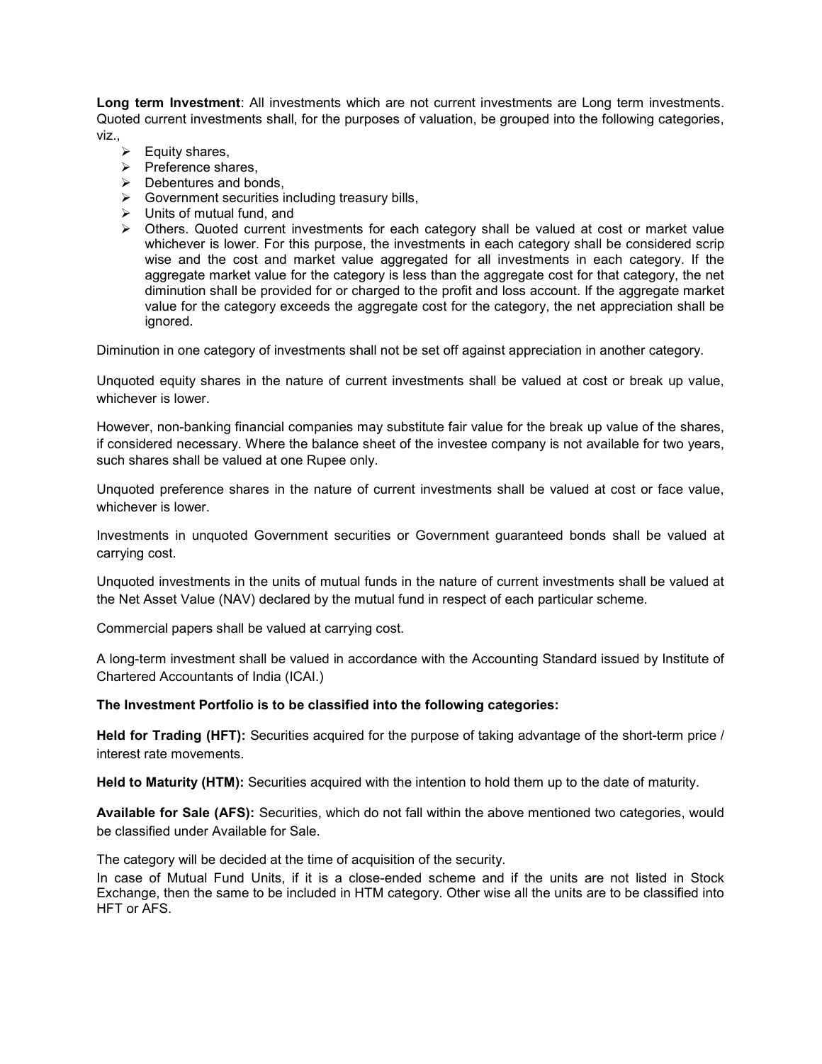**Long term Investment**: All investments which are not current investments are Long term investments. Quoted current investments shall, for the purposes of valuation, be grouped into the following categories, viz.,

- Equity shares,
- Preference shares,
- Debentures and bonds,
- Government securities including treasury bills,
- Units of mutual fund, and
- Others. Quoted current investments for each category shall be valued at cost or market value whichever is lower. For this purpose, the investments in each category shall be considered scrip wise and the cost and market value aggregated for all investments in each category. If the aggregate market value for the category is less than the aggregate cost for that category, the net diminution shall be provided for or charged to the profit and loss account. If the aggregate market value for the category exceeds the aggregate cost for the category, the net appreciation shall be ignored.

Diminution in one category of investments shall not be set off against appreciation in another category.

Unquoted equity shares in the nature of current investments shall be valued at cost or break up value, whichever is lower.

However, non-banking financial companies may substitute fair value for the break up value of the shares, if considered necessary. Where the balance sheet of the investee company is not available for two years, such shares shall be valued at one Rupee only.

Unquoted preference shares in the nature of current investments shall be valued at cost or face value, whichever is lower.

Investments in unquoted Government securities or Government guaranteed bonds shall be valued at carrying cost.

Unquoted investments in the units of mutual funds in the nature of current investments shall be valued at the Net Asset Value (NAV) declared by the mutual fund in respect of each particular scheme.

Commercial papers shall be valued at carrying cost.

A long-term investment shall be valued in accordance with the Accounting Standard issued by Institute of Chartered Accountants of India (ICAI.)

**The Investment Portfolio is to be classified into the following categories:**

**Held for Trading (HFT):** Securities acquired for the purpose of taking advantage of the short-term price / interest rate movements.

**Held to Maturity (HTM):** Securities acquired with the intention to hold them up to the date of maturity.

**Available for Sale (AFS):** Securities, which do not fall within the above mentioned two categories, would be classified under Available for Sale.

The category will be decided at the time of acquisition of the security.
In case of Mutual Fund Units, if it is a close-ended scheme and if the units are not listed in Stock Exchange, then the same to be included in HTM category. Other wise all the units are to be classified into HFT or AFS.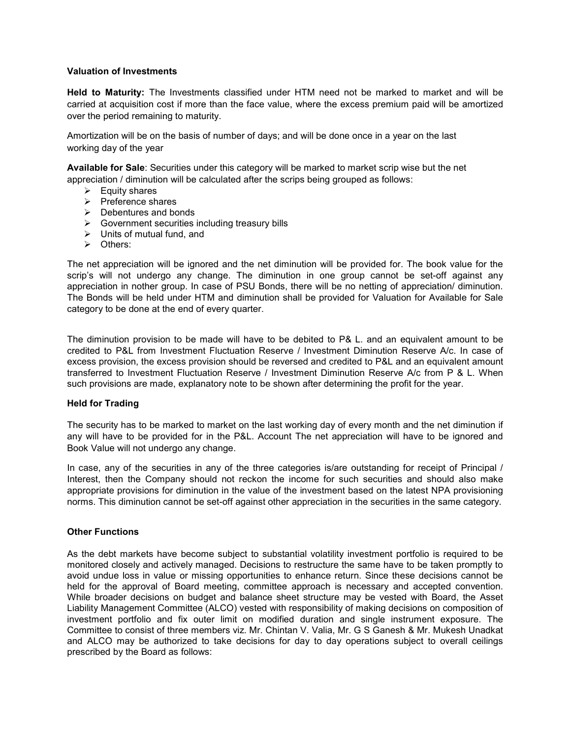**Valuation of Investments**

**Held to Maturity:** The Investments classified under HTM need not be marked to market and will be carried at acquisition cost if more than the face value, where the excess premium paid will be amortized over the period remaining to maturity.

Amortization will be on the basis of number of days; and will be done once in a year on the last working day of the year

**Available for Sale**: Securities under this category will be marked to market scrip wise but the net appreciation / diminution will be calculated after the scrips being grouped as follows:

- Equity shares
- Preference shares
- Debentures and bonds
- Government securities including treasury bills
- Units of mutual fund, and
- Others:

The net appreciation will be ignored and the net diminution will be provided for. The book value for the scrip's will not undergo any change. The diminution in one group cannot be set-off against any appreciation in nother group. In case of PSU Bonds, there will be no netting of appreciation/ diminution. The Bonds will be held under HTM and diminution shall be provided for Valuation for Available for Sale category to be done at the end of every quarter.

The diminution provision to be made will have to be debited to P& L. and an equivalent amount to be credited to P&L from Investment Fluctuation Reserve / Investment Diminution Reserve A/c. In case of excess provision, the excess provision should be reversed and credited to P&L and an equivalent amount transferred to Investment Fluctuation Reserve / Investment Diminution Reserve A/c from P & L. When such provisions are made, explanatory note to be shown after determining the profit for the year.

**Held for Trading**

The security has to be marked to market on the last working day of every month and the net diminution if any will have to be provided for in the P&L. Account The net appreciation will have to be ignored and Book Value will not undergo any change.

In case, any of the securities in any of the three categories is/are outstanding for receipt of Principal / Interest, then the Company should not reckon the income for such securities and should also make appropriate provisions for diminution in the value of the investment based on the latest NPA provisioning norms. This diminution cannot be set-off against other appreciation in the securities in the same category.

**Other Functions**

As the debt markets have become subject to substantial volatility investment portfolio is required to be monitored closely and actively managed. Decisions to restructure the same have to be taken promptly to avoid undue loss in value or missing opportunities to enhance return. Since these decisions cannot be held for the approval of Board meeting, committee approach is necessary and accepted convention. While broader decisions on budget and balance sheet structure may be vested with Board, the Asset Liability Management Committee (ALCO) vested with responsibility of making decisions on composition of investment portfolio and fix outer limit on modified duration and single instrument exposure. The Committee to consist of three members viz. Mr. Chintan V. Valia, Mr. G S Ganesh & Mr. Mukesh Unadkat and ALCO may be authorized to take decisions for day to day operations subject to overall ceilings prescribed by the Board as follows: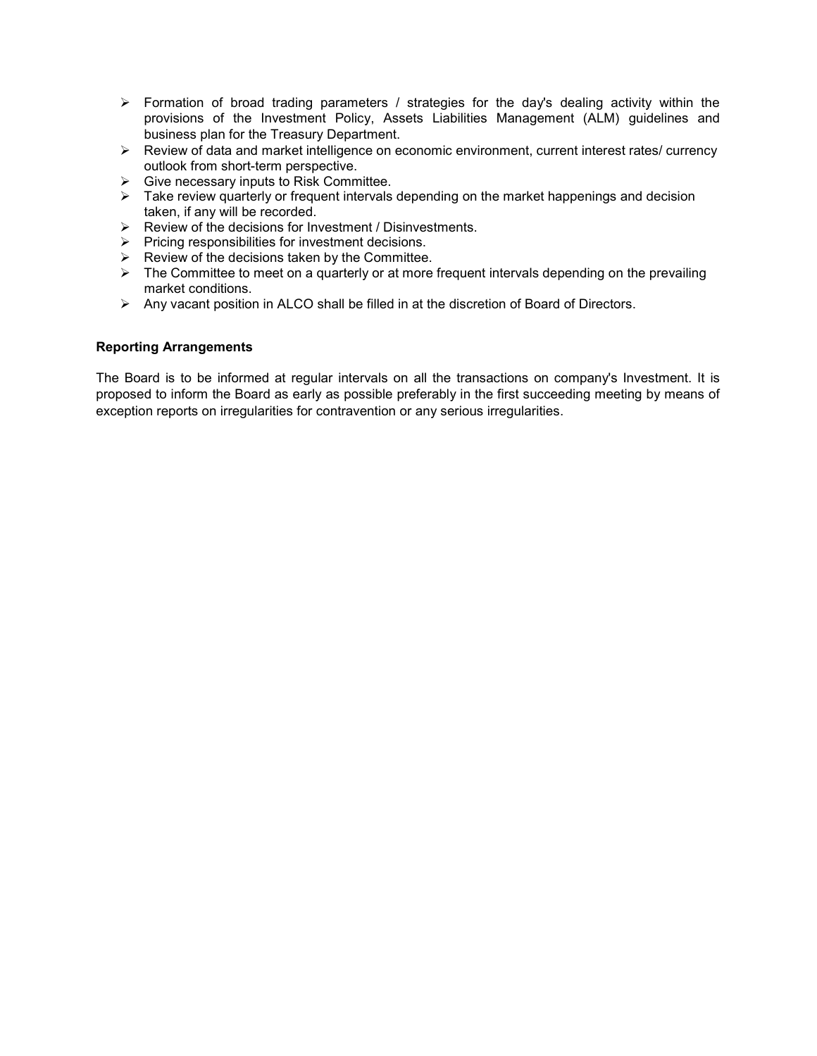- Formation of broad trading parameters / strategies for the day's dealing activity within the provisions of the Investment Policy, Assets Liabilities Management (ALM) guidelines and business plan for the Treasury Department.
- Review of data and market intelligence on economic environment, current interest rates/ currency outlook from short-term perspective.
- Give necessary inputs to Risk Committee.
- Take review quarterly or frequent intervals depending on the market happenings and decision taken, if any will be recorded.
- Review of the decisions for Investment / Disinvestments.
- Pricing responsibilities for investment decisions.
- Review of the decisions taken by the Committee.
- The Committee to meet on a quarterly or at more frequent intervals depending on the prevailing market conditions.
- Any vacant position in ALCO shall be filled in at the discretion of Board of Directors.

**Reporting Arrangements**

The Board is to be informed at regular intervals on all the transactions on company's Investment. It is proposed to inform the Board as early as possible preferably in the first succeeding meeting by means of exception reports on irregularities for contravention or any serious irregularities.